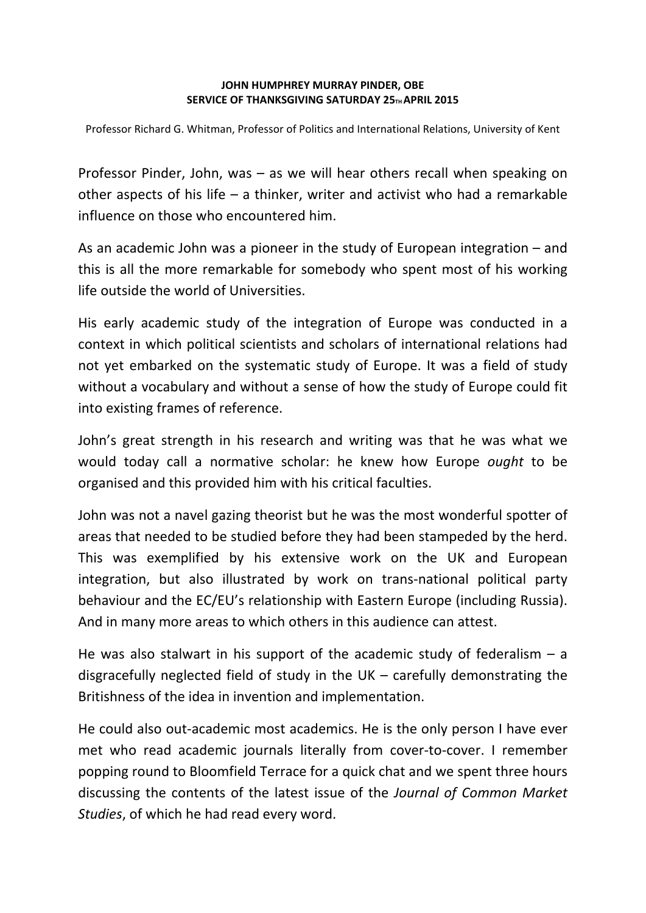**JOHN HUMPHREY MURRAY PINDER, OBE**
**SERVICE OF THANKSGIVING SATURDAY 25TH APRIL 2015**

Professor Richard G. Whitman, Professor of Politics and International Relations, University of Kent

Professor Pinder, John, was – as we will hear others recall when speaking on other aspects of his life – a thinker, writer and activist who had a remarkable influence on those who encountered him.

As an academic John was a pioneer in the study of European integration – and this is all the more remarkable for somebody who spent most of his working life outside the world of Universities.

His early academic study of the integration of Europe was conducted in a context in which political scientists and scholars of international relations had not yet embarked on the systematic study of Europe. It was a field of study without a vocabulary and without a sense of how the study of Europe could fit into existing frames of reference.

John's great strength in his research and writing was that he was what we would today call a normative scholar: he knew how Europe *ought* to be organised and this provided him with his critical faculties.

John was not a navel gazing theorist but he was the most wonderful spotter of areas that needed to be studied before they had been stampeded by the herd. This was exemplified by his extensive work on the UK and European integration, but also illustrated by work on trans-national political party behaviour and the EC/EU's relationship with Eastern Europe (including Russia). And in many more areas to which others in this audience can attest.

He was also stalwart in his support of the academic study of federalism – a disgracefully neglected field of study in the UK – carefully demonstrating the Britishness of the idea in invention and implementation.

He could also out-academic most academics. He is the only person I have ever met who read academic journals literally from cover-to-cover. I remember popping round to Bloomfield Terrace for a quick chat and we spent three hours discussing the contents of the latest issue of the *Journal of Common Market Studies*, of which he had read every word.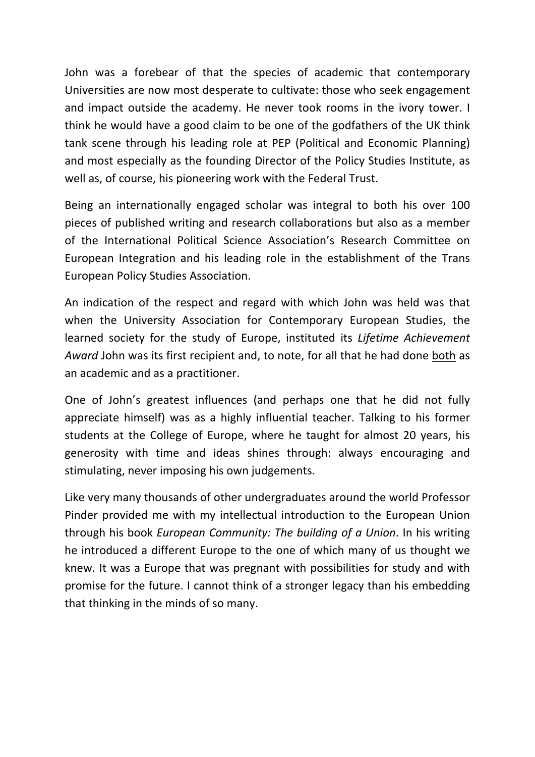John was a forebear of that the species of academic that contemporary Universities are now most desperate to cultivate: those who seek engagement and impact outside the academy. He never took rooms in the ivory tower. I think he would have a good claim to be one of the godfathers of the UK think tank scene through his leading role at PEP (Political and Economic Planning) and most especially as the founding Director of the Policy Studies Institute, as well as, of course, his pioneering work with the Federal Trust.

Being an internationally engaged scholar was integral to both his over 100 pieces of published writing and research collaborations but also as a member of the International Political Science Association's Research Committee on European Integration and his leading role in the establishment of the Trans European Policy Studies Association.

An indication of the respect and regard with which John was held was that when the University Association for Contemporary European Studies, the learned society for the study of Europe, instituted its *Lifetime Achievement Award* John was its first recipient and, to note, for all that he had done <u>both</u> as an academic and as a practitioner.

One of John's greatest influences (and perhaps one that he did not fully appreciate himself) was as a highly influential teacher. Talking to his former students at the College of Europe, where he taught for almost 20 years, his generosity with time and ideas shines through: always encouraging and stimulating, never imposing his own judgements.

Like very many thousands of other undergraduates around the world Professor Pinder provided me with my intellectual introduction to the European Union through his book *European Community: The building of a Union*. In his writing he introduced a different Europe to the one of which many of us thought we knew. It was a Europe that was pregnant with possibilities for study and with promise for the future. I cannot think of a stronger legacy than his embedding that thinking in the minds of so many.